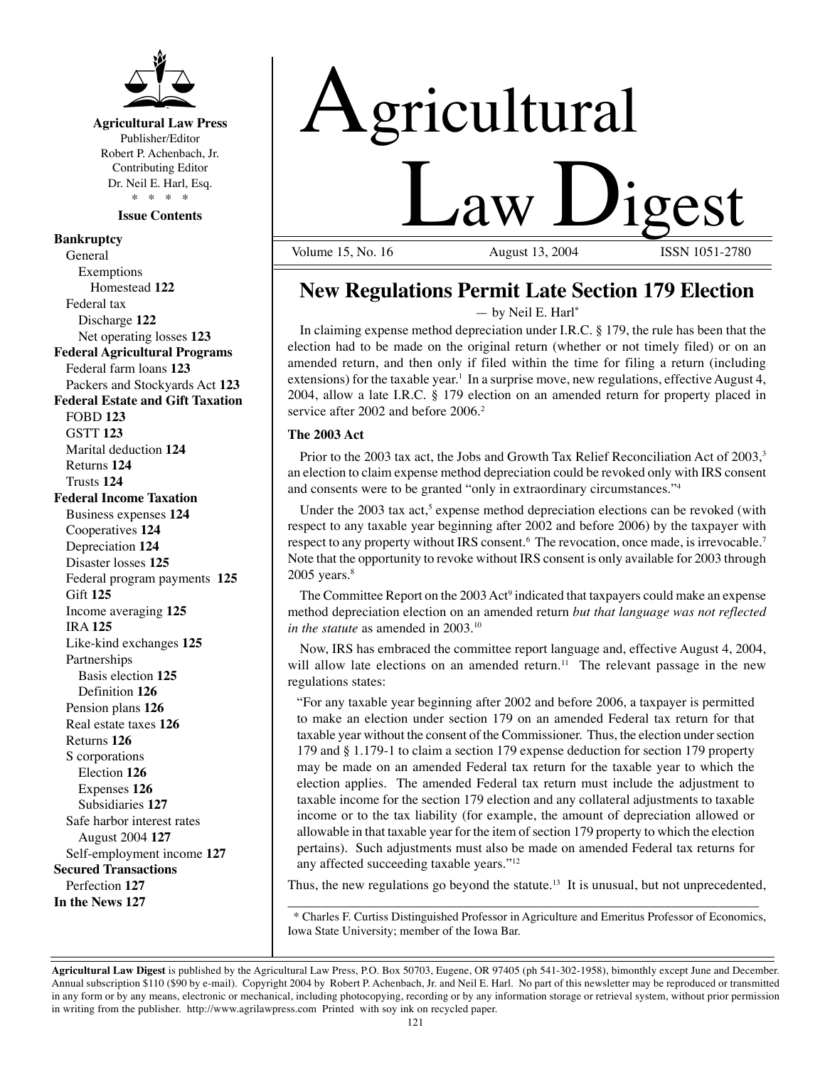**Agricultural Law Press**
Publisher/Editor
Robert P. Achenbach, Jr.
Contributing Editor
Dr. Neil E. Harl, Esq.
\* \* \* \*

**Issue Contents**

**Bankruptcy**
- General
  - Exemptions
    - Homestead **122**
- Federal tax
  - Discharge **122**
  - Net operating losses **123**

**Federal Agricultural Programs**
- Federal farm loans **123**
- Packers and Stockyards Act **123**

**Federal Estate and Gift Taxation**
- FOBD **123**
- GSTT **123**
- Marital deduction **124**
- Returns **124**
- Trusts **124**

**Federal Income Taxation**
- Business expenses **124**
- Cooperatives **124**
- Depreciation **124**
- Disaster losses **125**
- Federal program payments **125**
- Gift **125**
- Income averaging **125**
- IRA **125**
- Like-kind exchanges **125**
- Partnerships
  - Basis election **125**
  - Definition **126**
- Pension plans **126**
- Real estate taxes **126**
- Returns **126**
- S corporations
  - Election **126**
  - Expenses **126**
  - Subsidiaries **127**
- Safe harbor interest rates
  - August 2004 **127**
- Self-employment income **127**

**Secured Transactions**
- Perfection **127**

**In the News 127**

# Agricultural Law Digest

Volume 15, No. 16 August 13, 2004 ISSN 1051-2780

## New Regulations Permit Late Section 179 Election

— by Neil E. Harl*

In claiming expense method depreciation under I.R.C. § 179, the rule has been that the election had to be made on the original return (whether or not timely filed) or on an amended return, and then only if filed within the time for filing a return (including extensions) for the taxable year.[1] In a surprise move, new regulations, effective August 4, 2004, allow a late I.R.C. § 179 election on an amended return for property placed in service after 2002 and before 2006.[2]

### The 2003 Act

Prior to the 2003 tax act, the Jobs and Growth Tax Relief Reconciliation Act of 2003,[3] an election to claim expense method depreciation could be revoked only with IRS consent and consents were to be granted "only in extraordinary circumstances."[4]

Under the 2003 tax act,[5] expense method depreciation elections can be revoked (with respect to any taxable year beginning after 2002 and before 2006) by the taxpayer with respect to any property without IRS consent.[6] The revocation, once made, is irrevocable.[7] Note that the opportunity to revoke without IRS consent is only available for 2003 through 2005 years.[8]

The Committee Report on the 2003 Act[9] indicated that taxpayers could make an expense method depreciation election on an amended return *but that language was not reflected in the statute* as amended in 2003.[10]

Now, IRS has embraced the committee report language and, effective August 4, 2004, will allow late elections on an amended return.[11] The relevant passage in the new regulations states:

> "For any taxable year beginning after 2002 and before 2006, a taxpayer is permitted to make an election under section 179 on an amended Federal tax return for that taxable year without the consent of the Commissioner. Thus, the election under section 179 and § 1.179-1 to claim a section 179 expense deduction for section 179 property may be made on an amended Federal tax return for the taxable year to which the election applies. The amended Federal tax return must include the adjustment to taxable income for the section 179 election and any collateral adjustments to taxable income or to the tax liability (for example, the amount of depreciation allowed or allowable in that taxable year for the item of section 179 property to which the election pertains). Such adjustments must also be made on amended Federal tax returns for any affected succeeding taxable years."[12]

Thus, the new regulations go beyond the statute.[13] It is unusual, but not unprecedented,

\* Charles F. Curtiss Distinguished Professor in Agriculture and Emeritus Professor of Economics, Iowa State University; member of the Iowa Bar.

**Agricultural Law Digest** is published by the Agricultural Law Press, P.O. Box 50703, Eugene, OR 97405 (ph 541-302-1958), bimonthly except June and December. Annual subscription $110 ($90 by e-mail). Copyright 2004 by Robert P. Achenbach, Jr. and Neil E. Harl. No part of this newsletter may be reproduced or transmitted in any form or by any means, electronic or mechanical, including photocopying, recording or by any information storage or retrieval system, without prior permission in writing from the publisher. http://www.agrilawpress.com Printed with soy ink on recycled paper.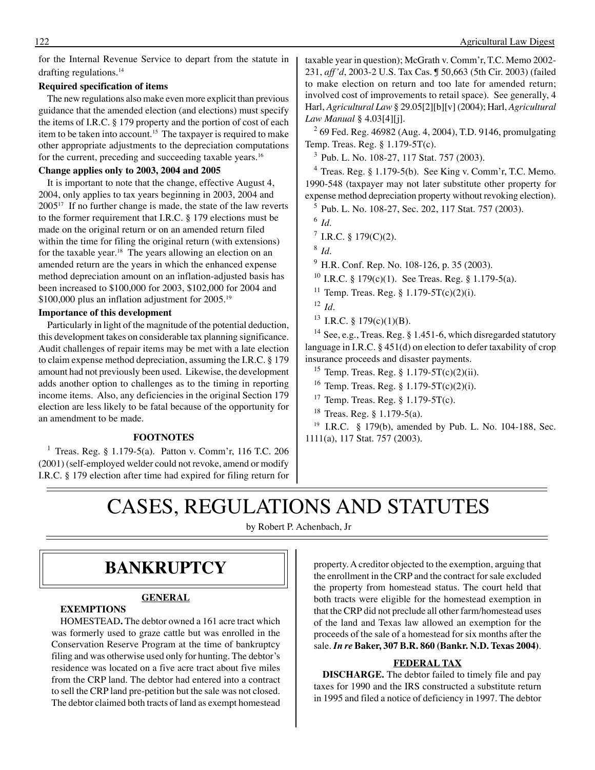for the Internal Revenue Service to depart from the statute in drafting regulations.[14]

**Required specification of items**

The new regulations also make even more explicit than previous guidance that the amended election (and elections) must specify the items of I.R.C. § 179 property and the portion of cost of each item to be taken into account.[15] The taxpayer is required to make other appropriate adjustments to the depreciation computations for the current, preceding and succeeding taxable years.[16]

**Change applies only to 2003, 2004 and 2005**

It is important to note that the change, effective August 4, 2004, only applies to tax years beginning in 2003, 2004 and 2005[17] If no further change is made, the state of the law reverts to the former requirement that I.R.C. § 179 elections must be made on the original return or on an amended return filed within the time for filing the original return (with extensions) for the taxable year.[18] The years allowing an election on an amended return are the years in which the enhanced expense method depreciation amount on an inflation-adjusted basis has been increased to $100,000 for 2003, $102,000 for 2004 and $100,000 plus an inflation adjustment for 2005.[19]

**Importance of this development**

Particularly in light of the magnitude of the potential deduction, this development takes on considerable tax planning significance. Audit challenges of repair items may be met with a late election to claim expense method depreciation, assuming the I.R.C. § 179 amount had not previously been used. Likewise, the development adds another option to challenges as to the timing in reporting income items. Also, any deficiencies in the original Section 179 election are less likely to be fatal because of the opportunity for an amendment to be made.

**FOOTNOTES**

[1] Treas. Reg. § 1.179-5(a). Patton v. Comm'r, 116 T.C. 206 (2001) (self-employed welder could not revoke, amend or modify I.R.C. § 179 election after time had expired for filing return for taxable year in question); McGrath v. Comm'r, T.C. Memo 2002-231, *aff'd*, 2003-2 U.S. Tax Cas. ¶ 50,663 (5th Cir. 2003) (failed to make election on return and too late for amended return; involved cost of improvements to retail space). See generally, 4 Harl, *Agricultural Law* § 29.05[2][b][v] (2004); Harl, *Agricultural Law Manual* § 4.03[4][j].

[2] 69 Fed. Reg. 46982 (Aug. 4, 2004), T.D. 9146, promulgating Temp. Treas. Reg. § 1.179-5T(c).

[3] Pub. L. No. 108-27, 117 Stat. 757 (2003).

[4] Treas. Reg. § 1.179-5(b). See King v. Comm'r, T.C. Memo. 1990-548 (taxpayer may not later substitute other property for expense method depreciation property without revoking election).

[5] Pub. L. No. 108-27, Sec. 202, 117 Stat. 757 (2003).

[6] *Id*.

[7] I.R.C. § 179(C)(2).

[8] *Id*.

[9] H.R. Conf. Rep. No. 108-126, p. 35 (2003).

[10] I.R.C. § 179(c)(1). See Treas. Reg. § 1.179-5(a).

[11] Temp. Treas. Reg. § 1.179-5T(c)(2)(i).

[12] *Id*.

[13] I.R.C. § 179(c)(1)(B).

[14] See, e.g., Treas. Reg. § 1.451-6, which disregarded statutory language in I.R.C. § 451(d) on election to defer taxability of crop insurance proceeds and disaster payments.

[15] Temp. Treas. Reg. § 1.179-5T(c)(2)(ii).

[16] Temp. Treas. Reg. § 1.179-5T(c)(2)(i).

[17] Temp. Treas. Reg. § 1.179-5T(c).

[18] Treas. Reg. § 1.179-5(a).

[19] I.R.C. § 179(b), amended by Pub. L. No. 104-188, Sec. 1111(a), 117 Stat. 757 (2003).

# CASES, REGULATIONS AND STATUTES

by Robert P. Achenbach, Jr

## BANKRUPTCY

### GENERAL

**EXEMPTIONS**

HOMESTEAD**.** The debtor owned a 161 acre tract which was formerly used to graze cattle but was enrolled in the Conservation Reserve Program at the time of bankruptcy filing and was otherwise used only for hunting. The debtor's residence was located on a five acre tract about five miles from the CRP land. The debtor had entered into a contract to sell the CRP land pre-petition but the sale was not closed. The debtor claimed both tracts of land as exempt homestead property. A creditor objected to the exemption, arguing that the enrollment in the CRP and the contract for sale excluded the property from homestead status. The court held that both tracts were eligible for the homestead exemption in that the CRP did not preclude all other farm/homestead uses of the land and Texas law allowed an exemption for the proceeds of the sale of a homestead for six months after the sale. ***In re* Baker, 307 B.R. 860 (Bankr. N.D. Texas 2004)**.

### FEDERAL TAX

**DISCHARGE.** The debtor failed to timely file and pay taxes for 1990 and the IRS constructed a substitute return in 1995 and filed a notice of deficiency in 1997. The debtor